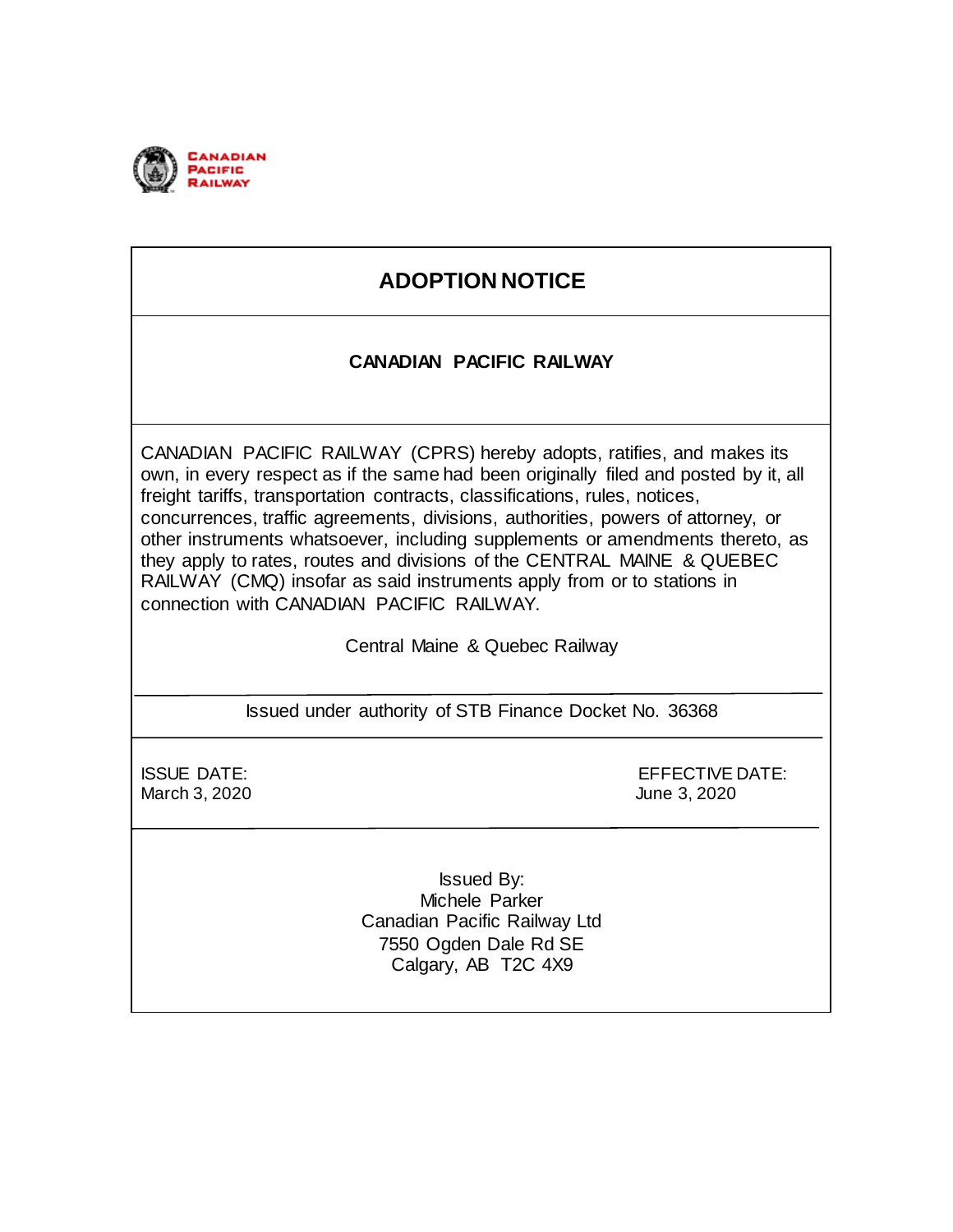CANADIAN PACIFIC RAILWAY

# ADOPTION NOTICE

**CANADIAN PACIFIC RAILWAY**

CANADIAN PACIFIC RAILWAY (CPRS) hereby adopts, ratifies, and makes its own, in every respect as if the same had been originally filed and posted by it, all freight tariffs, transportation contracts, classifications, rules, notices, concurrences, traffic agreements, divisions, authorities, powers of attorney, or other instruments whatsoever, including supplements or amendments thereto, as they apply to rates, routes and divisions of the CENTRAL MAINE & QUEBEC RAILWAY (CMQ) insofar as said instruments apply from or to stations in connection with CANADIAN PACIFIC RAILWAY.

Central Maine & Quebec Railway

---

Issued under authority of STB Finance Docket No. 36368

---

| ISSUE DATE: | EFFECTIVE DATE: |
| --- | --- |
| March 3, 2020 | June 3, 2020 |

---

Issued By:
Michele Parker
Canadian Pacific Railway Ltd
7550 Ogden Dale Rd SE
Calgary, AB T2C 4X9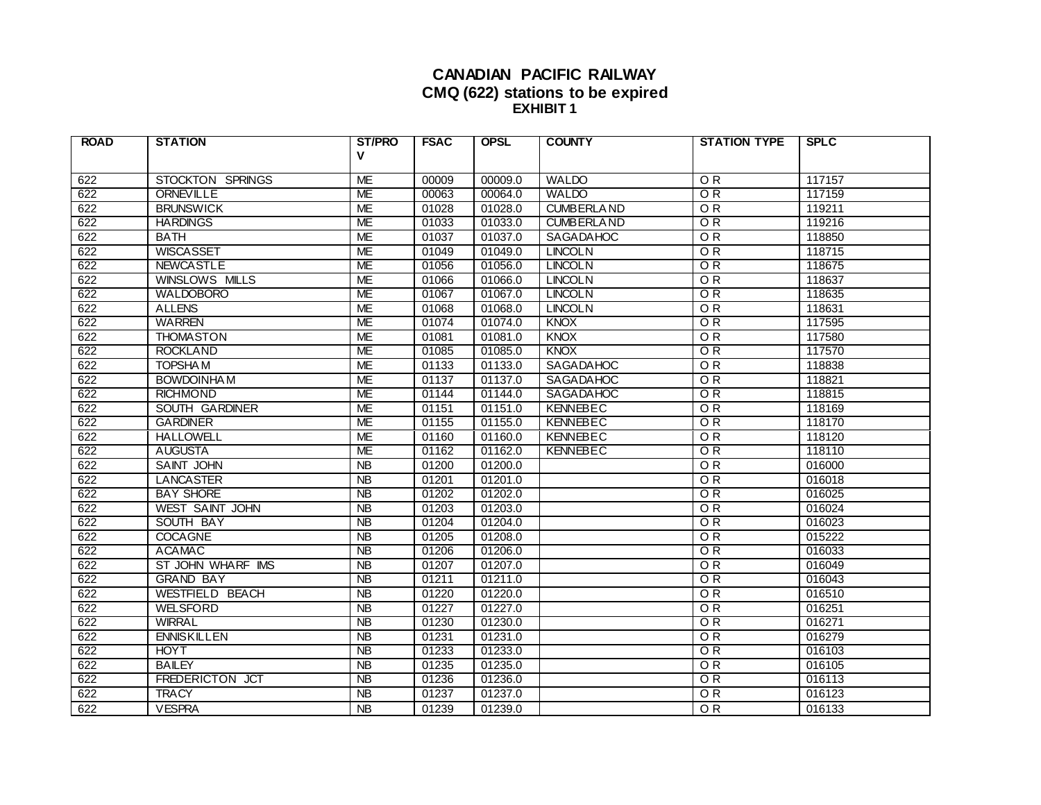# CANADIAN PACIFIC RAILWAY
## CMQ (622) stations to be expired
### EXHIBIT 1

| ROAD | STATION | ST/PROV | FSAC | OPSL | COUNTY | STATION TYPE | SPLC |
|---|---|---|---|---|---|---|---|
| 622 | STOCKTON SPRINGS | ME | 00009 | 00009.0 | WALDO | O R | 117157 |
| 622 | ORNEVILLE | ME | 00063 | 00064.0 | WALDO | O R | 117159 |
| 622 | BRUNSWICK | ME | 01028 | 01028.0 | CUMBERLAND | O R | 119211 |
| 622 | HARDINGS | ME | 01033 | 01033.0 | CUMBERLAND | O R | 119216 |
| 622 | BATH | ME | 01037 | 01037.0 | SAGADAHOC | O R | 118850 |
| 622 | WISCASSET | ME | 01049 | 01049.0 | LINCOLN | O R | 118715 |
| 622 | NEWCASTLE | ME | 01056 | 01056.0 | LINCOLN | O R | 118675 |
| 622 | WINSLOWS MILLS | ME | 01066 | 01066.0 | LINCOLN | O R | 118637 |
| 622 | WALDOBORO | ME | 01067 | 01067.0 | LINCOLN | O R | 118635 |
| 622 | ALLENS | ME | 01068 | 01068.0 | LINCOLN | O R | 118631 |
| 622 | WARREN | ME | 01074 | 01074.0 | KNOX | O R | 117595 |
| 622 | THOMASTON | ME | 01081 | 01081.0 | KNOX | O R | 117580 |
| 622 | ROCKLAND | ME | 01085 | 01085.0 | KNOX | O R | 117570 |
| 622 | TOPSHAM | ME | 01133 | 01133.0 | SAGADAHOC | O R | 118838 |
| 622 | BOWDOINHAM | ME | 01137 | 01137.0 | SAGADAHOC | O R | 118821 |
| 622 | RICHMOND | ME | 01144 | 01144.0 | SAGADAHOC | O R | 118815 |
| 622 | SOUTH GARDINER | ME | 01151 | 01151.0 | KENNEBEC | O R | 118169 |
| 622 | GARDINER | ME | 01155 | 01155.0 | KENNEBEC | O R | 118170 |
| 622 | HALLOWELL | ME | 01160 | 01160.0 | KENNEBEC | O R | 118120 |
| 622 | AUGUSTA | ME | 01162 | 01162.0 | KENNEBEC | O R | 118110 |
| 622 | SAINT JOHN | NB | 01200 | 01200.0 | | O R | 016000 |
| 622 | LANCASTER | NB | 01201 | 01201.0 | | O R | 016018 |
| 622 | BAY SHORE | NB | 01202 | 01202.0 | | O R | 016025 |
| 622 | WEST SAINT JOHN | NB | 01203 | 01203.0 | | O R | 016024 |
| 622 | SOUTH BAY | NB | 01204 | 01204.0 | | O R | 016023 |
| 622 | COCAGNE | NB | 01205 | 01208.0 | | O R | 015222 |
| 622 | ACAMAC | NB | 01206 | 01206.0 | | O R | 016033 |
| 622 | ST JOHN WHARF IMS | NB | 01207 | 01207.0 | | O R | 016049 |
| 622 | GRAND BAY | NB | 01211 | 01211.0 | | O R | 016043 |
| 622 | WESTFIELD BEACH | NB | 01220 | 01220.0 | | O R | 016510 |
| 622 | WELSFORD | NB | 01227 | 01227.0 | | O R | 016251 |
| 622 | WIRRAL | NB | 01230 | 01230.0 | | O R | 016271 |
| 622 | ENNISKILLEN | NB | 01231 | 01231.0 | | O R | 016279 |
| 622 | HOYT | NB | 01233 | 01233.0 | | O R | 016103 |
| 622 | BAILEY | NB | 01235 | 01235.0 | | O R | 016105 |
| 622 | FREDERICTON JCT | NB | 01236 | 01236.0 | | O R | 016113 |
| 622 | TRACY | NB | 01237 | 01237.0 | | O R | 016123 |
| 622 | VESPRA | NB | 01239 | 01239.0 | | O R | 016133 |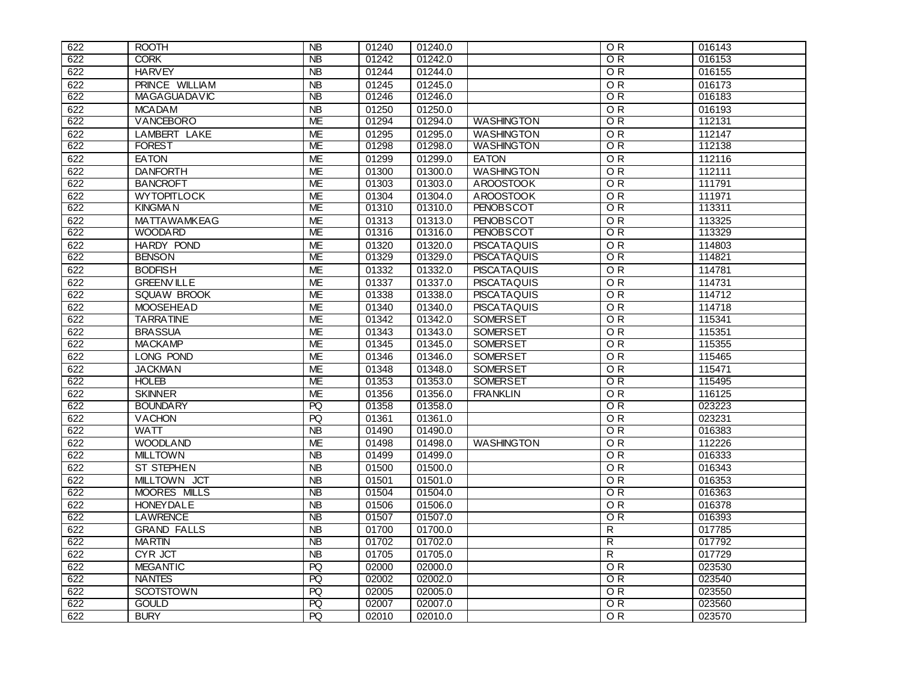| 622 | ROOTH | NB | 01240 | 01240.0 | | O R | 016143 |
|---|---|---|---|---|---|---|---|
| 622 | CORK | NB | 01242 | 01242.0 | | O R | 016153 |
| 622 | HARVEY | NB | 01244 | 01244.0 | | O R | 016155 |
| 622 | PRINCE WILLIAM | NB | 01245 | 01245.0 | | O R | 016173 |
| 622 | MAGAGUADAVIC | NB | 01246 | 01246.0 | | O R | 016183 |
| 622 | MCADAM | NB | 01250 | 01250.0 | | O R | 016193 |
| 622 | VANCEBORO | ME | 01294 | 01294.0 | WASHINGTON | O R | 112131 |
| 622 | LAMBERT LAKE | ME | 01295 | 01295.0 | WASHINGTON | O R | 112147 |
| 622 | FOREST | ME | 01298 | 01298.0 | WASHINGTON | O R | 112138 |
| 622 | EATON | ME | 01299 | 01299.0 | EATON | O R | 112116 |
| 622 | DANFORTH | ME | 01300 | 01300.0 | WASHINGTON | O R | 112111 |
| 622 | BANCROFT | ME | 01303 | 01303.0 | AROOSTOOK | O R | 111791 |
| 622 | WYTOPITLOCK | ME | 01304 | 01304.0 | AROOSTOOK | O R | 111971 |
| 622 | KINGMAN | ME | 01310 | 01310.0 | PENOBSCOT | O R | 113311 |
| 622 | MATTAWAMKEAG | ME | 01313 | 01313.0 | PENOBSCOT | O R | 113325 |
| 622 | WOODARD | ME | 01316 | 01316.0 | PENOBSCOT | O R | 113329 |
| 622 | HARDY POND | ME | 01320 | 01320.0 | PISCATAQUIS | O R | 114803 |
| 622 | BENSON | ME | 01329 | 01329.0 | PISCATAQUIS | O R | 114821 |
| 622 | BODFISH | ME | 01332 | 01332.0 | PISCATAQUIS | O R | 114781 |
| 622 | GREENVILLE | ME | 01337 | 01337.0 | PISCATAQUIS | O R | 114731 |
| 622 | SQUAW BROOK | ME | 01338 | 01338.0 | PISCATAQUIS | O R | 114712 |
| 622 | MOOSEHEAD | ME | 01340 | 01340.0 | PISCATAQUIS | O R | 114718 |
| 622 | TARRATINE | ME | 01342 | 01342.0 | SOMERSET | O R | 115341 |
| 622 | BRASSUA | ME | 01343 | 01343.0 | SOMERSET | O R | 115351 |
| 622 | MACKAMP | ME | 01345 | 01345.0 | SOMERSET | O R | 115355 |
| 622 | LONG POND | ME | 01346 | 01346.0 | SOMERSET | O R | 115465 |
| 622 | JACKMAN | ME | 01348 | 01348.0 | SOMERSET | O R | 115471 |
| 622 | HOLEB | ME | 01353 | 01353.0 | SOMERSET | O R | 115495 |
| 622 | SKINNER | ME | 01356 | 01356.0 | FRANKLIN | O R | 116125 |
| 622 | BOUNDARY | PQ | 01358 | 01358.0 | | O R | 023223 |
| 622 | VACHON | PQ | 01361 | 01361.0 | | O R | 023231 |
| 622 | WATT | NB | 01490 | 01490.0 | | O R | 016383 |
| 622 | WOODLAND | ME | 01498 | 01498.0 | WASHINGTON | O R | 112226 |
| 622 | MILLTOWN | NB | 01499 | 01499.0 | | O R | 016333 |
| 622 | ST STEPHEN | NB | 01500 | 01500.0 | | O R | 016343 |
| 622 | MILLTOWN JCT | NB | 01501 | 01501.0 | | O R | 016353 |
| 622 | MOORES MILLS | NB | 01504 | 01504.0 | | O R | 016363 |
| 622 | HONEYDALE | NB | 01506 | 01506.0 | | O R | 016378 |
| 622 | LAWRENCE | NB | 01507 | 01507.0 | | O R | 016393 |
| 622 | GRAND FALLS | NB | 01700 | 01700.0 | | R | 017785 |
| 622 | MARTIN | NB | 01702 | 01702.0 | | R | 017792 |
| 622 | CYR JCT | NB | 01705 | 01705.0 | | R | 017729 |
| 622 | MEGANTIC | PQ | 02000 | 02000.0 | | O R | 023530 |
| 622 | NANTES | PQ | 02002 | 02002.0 | | O R | 023540 |
| 622 | SCOTSTOWN | PQ | 02005 | 02005.0 | | O R | 023550 |
| 622 | GOULD | PQ | 02007 | 02007.0 | | O R | 023560 |
| 622 | BURY | PQ | 02010 | 02010.0 | | O R | 023570 |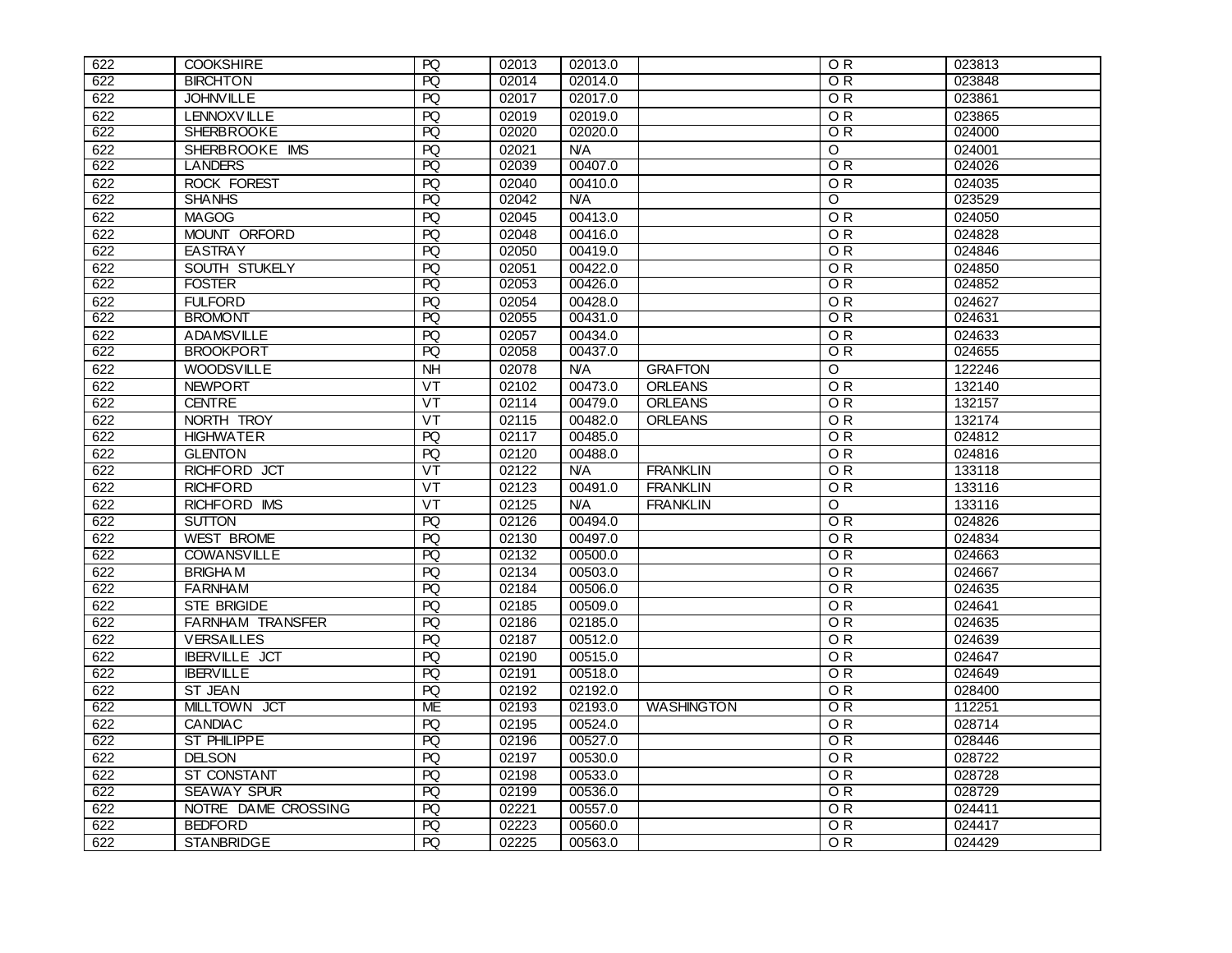| | | | | | | | |
|---|---|---|---|---|---|---|---|
| 622 | COOKSHIRE | PQ | 02013 | 02013.0 | | O R | 023813 |
| 622 | BIRCHTON | PQ | 02014 | 02014.0 | | O R | 023848 |
| 622 | JOHNVILLE | PQ | 02017 | 02017.0 | | O R | 023861 |
| 622 | LENNOXVILLE | PQ | 02019 | 02019.0 | | O R | 023865 |
| 622 | SHERBROOKE | PQ | 02020 | 02020.0 | | O R | 024000 |
| 622 | SHERBROOKE IMS | PQ | 02021 | N/A | | O | 024001 |
| 622 | LANDERS | PQ | 02039 | 00407.0 | | O R | 024026 |
| 622 | ROCK FOREST | PQ | 02040 | 00410.0 | | O R | 024035 |
| 622 | SHANHS | PQ | 02042 | N/A | | O | 023529 |
| 622 | MAGOG | PQ | 02045 | 00413.0 | | O R | 024050 |
| 622 | MOUNT ORFORD | PQ | 02048 | 00416.0 | | O R | 024828 |
| 622 | EASTRAY | PQ | 02050 | 00419.0 | | O R | 024846 |
| 622 | SOUTH STUKELY | PQ | 02051 | 00422.0 | | O R | 024850 |
| 622 | FOSTER | PQ | 02053 | 00426.0 | | O R | 024852 |
| 622 | FULFORD | PQ | 02054 | 00428.0 | | O R | 024627 |
| 622 | BROMONT | PQ | 02055 | 00431.0 | | O R | 024631 |
| 622 | ADAMSVILLE | PQ | 02057 | 00434.0 | | O R | 024633 |
| 622 | BROOKPORT | PQ | 02058 | 00437.0 | | O R | 024655 |
| 622 | WOODSVILLE | NH | 02078 | N/A | GRAFTON | O | 122246 |
| 622 | NEWPORT | VT | 02102 | 00473.0 | ORLEANS | O R | 132140 |
| 622 | CENTRE | VT | 02114 | 00479.0 | ORLEANS | O R | 132157 |
| 622 | NORTH TROY | VT | 02115 | 00482.0 | ORLEANS | O R | 132174 |
| 622 | HIGHWATER | PQ | 02117 | 00485.0 | | O R | 024812 |
| 622 | GLENTON | PQ | 02120 | 00488.0 | | O R | 024816 |
| 622 | RICHFORD JCT | VT | 02122 | N/A | FRANKLIN | O R | 133118 |
| 622 | RICHFORD | VT | 02123 | 00491.0 | FRANKLIN | O R | 133116 |
| 622 | RICHFORD IMS | VT | 02125 | N/A | FRANKLIN | O | 133116 |
| 622 | SUTTON | PQ | 02126 | 00494.0 | | O R | 024826 |
| 622 | WEST BROME | PQ | 02130 | 00497.0 | | O R | 024834 |
| 622 | COWANSVILLE | PQ | 02132 | 00500.0 | | O R | 024663 |
| 622 | BRIGHAM | PQ | 02134 | 00503.0 | | O R | 024667 |
| 622 | FARNHAM | PQ | 02184 | 00506.0 | | O R | 024635 |
| 622 | STE BRIGIDE | PQ | 02185 | 00509.0 | | O R | 024641 |
| 622 | FARNHAM TRANSFER | PQ | 02186 | 02185.0 | | O R | 024635 |
| 622 | VERSAILLES | PQ | 02187 | 00512.0 | | O R | 024639 |
| 622 | IBERVILLE JCT | PQ | 02190 | 00515.0 | | O R | 024647 |
| 622 | IBERVILLE | PQ | 02191 | 00518.0 | | O R | 024649 |
| 622 | ST JEAN | PQ | 02192 | 02192.0 | | O R | 028400 |
| 622 | MILLTOWN JCT | ME | 02193 | 02193.0 | WASHINGTON | O R | 112251 |
| 622 | CANDIAC | PQ | 02195 | 00524.0 | | O R | 028714 |
| 622 | ST PHILIPPE | PQ | 02196 | 00527.0 | | O R | 028446 |
| 622 | DELSON | PQ | 02197 | 00530.0 | | O R | 028722 |
| 622 | ST CONSTANT | PQ | 02198 | 00533.0 | | O R | 028728 |
| 622 | SEAWAY SPUR | PQ | 02199 | 00536.0 | | O R | 028729 |
| 622 | NOTRE DAME CROSSING | PQ | 02221 | 00557.0 | | O R | 024411 |
| 622 | BEDFORD | PQ | 02223 | 00560.0 | | O R | 024417 |
| 622 | STANBRIDGE | PQ | 02225 | 00563.0 | | O R | 024429 |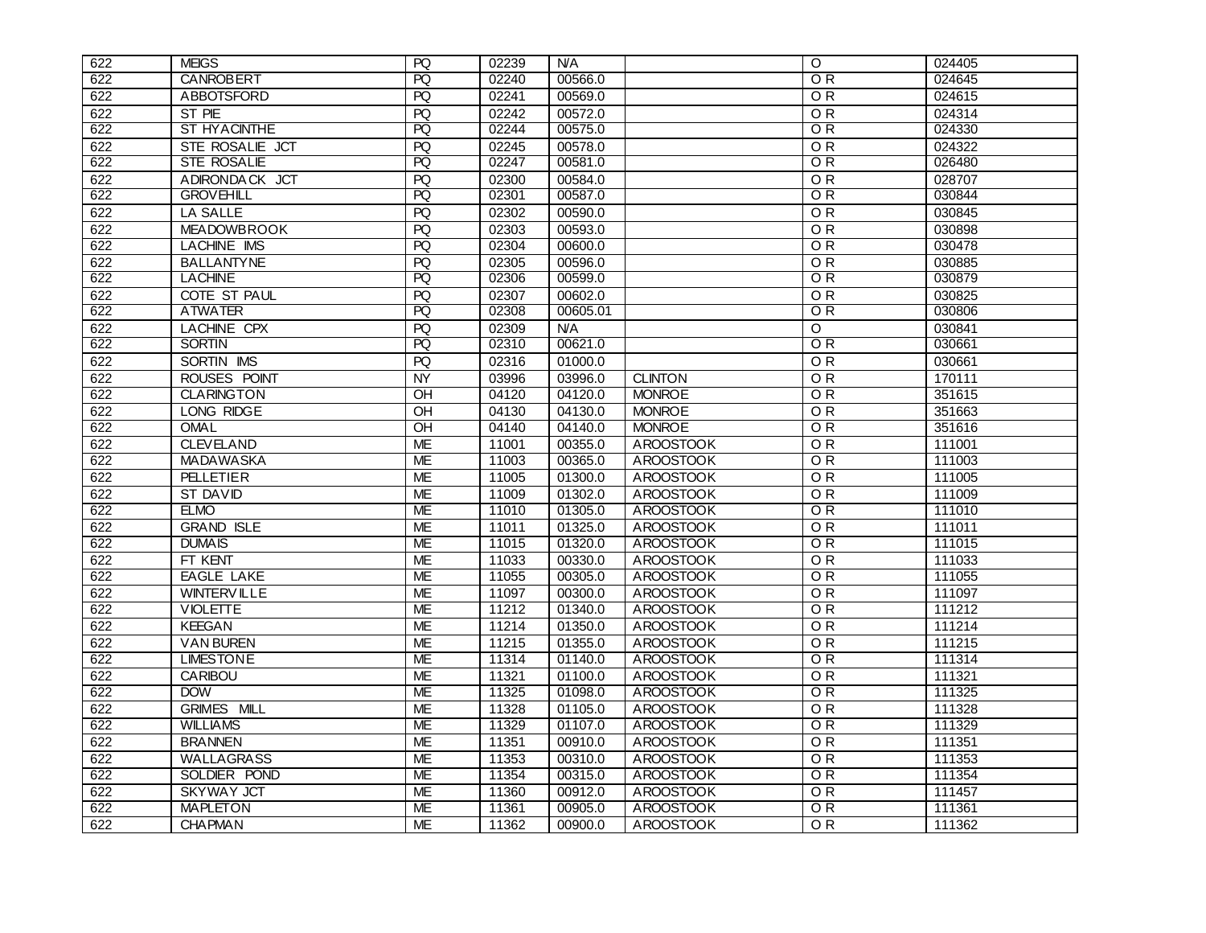| 622 | MEIGS | PQ | 02239 | N/A | | O | 024405 |
|---|---|---|---|---|---|---|---|
| 622 | CANROBERT | PQ | 02240 | 00566.0 | | O R | 024645 |
| 622 | ABBOTSFORD | PQ | 02241 | 00569.0 | | O R | 024615 |
| 622 | ST PIE | PQ | 02242 | 00572.0 | | O R | 024314 |
| 622 | ST HYACINTHE | PQ | 02244 | 00575.0 | | O R | 024330 |
| 622 | STE ROSALIE JCT | PQ | 02245 | 00578.0 | | O R | 024322 |
| 622 | STE ROSALIE | PQ | 02247 | 00581.0 | | O R | 026480 |
| 622 | ADIRONDACK JCT | PQ | 02300 | 00584.0 | | O R | 028707 |
| 622 | GROVEHILL | PQ | 02301 | 00587.0 | | O R | 030844 |
| 622 | LA SALLE | PQ | 02302 | 00590.0 | | O R | 030845 |
| 622 | MEADOWBROOK | PQ | 02303 | 00593.0 | | O R | 030898 |
| 622 | LACHINE IMS | PQ | 02304 | 00600.0 | | O R | 030478 |
| 622 | BALLANTYNE | PQ | 02305 | 00596.0 | | O R | 030885 |
| 622 | LACHINE | PQ | 02306 | 00599.0 | | O R | 030879 |
| 622 | COTE ST PAUL | PQ | 02307 | 00602.0 | | O R | 030825 |
| 622 | ATWATER | PQ | 02308 | 00605.01 | | O R | 030806 |
| 622 | LACHINE CPX | PQ | 02309 | N/A | | O | 030841 |
| 622 | SORTIN | PQ | 02310 | 00621.0 | | O R | 030661 |
| 622 | SORTIN IMS | PQ | 02316 | 01000.0 | | O R | 030661 |
| 622 | ROUSES POINT | NY | 03996 | 03996.0 | CLINTON | O R | 170111 |
| 622 | CLARINGTON | OH | 04120 | 04120.0 | MONROE | O R | 351615 |
| 622 | LONG RIDGE | OH | 04130 | 04130.0 | MONROE | O R | 351663 |
| 622 | OMAL | OH | 04140 | 04140.0 | MONROE | O R | 351616 |
| 622 | CLEVELAND | ME | 11001 | 00355.0 | AROOSTOOK | O R | 111001 |
| 622 | MADAWASKA | ME | 11003 | 00365.0 | AROOSTOOK | O R | 111003 |
| 622 | PELLETIER | ME | 11005 | 01300.0 | AROOSTOOK | O R | 111005 |
| 622 | ST DAVID | ME | 11009 | 01302.0 | AROOSTOOK | O R | 111009 |
| 622 | ELMO | ME | 11010 | 01305.0 | AROOSTOOK | O R | 111010 |
| 622 | GRAND ISLE | ME | 11011 | 01325.0 | AROOSTOOK | O R | 111011 |
| 622 | DUMAIS | ME | 11015 | 01320.0 | AROOSTOOK | O R | 111015 |
| 622 | FT KENT | ME | 11033 | 00330.0 | AROOSTOOK | O R | 111033 |
| 622 | EAGLE LAKE | ME | 11055 | 00305.0 | AROOSTOOK | O R | 111055 |
| 622 | WINTERVILLE | ME | 11097 | 00300.0 | AROOSTOOK | O R | 111097 |
| 622 | VIOLETTE | ME | 11212 | 01340.0 | AROOSTOOK | O R | 111212 |
| 622 | KEEGAN | ME | 11214 | 01350.0 | AROOSTOOK | O R | 111214 |
| 622 | VAN BUREN | ME | 11215 | 01355.0 | AROOSTOOK | O R | 111215 |
| 622 | LIMESTONE | ME | 11314 | 01140.0 | AROOSTOOK | O R | 111314 |
| 622 | CARIBOU | ME | 11321 | 01100.0 | AROOSTOOK | O R | 111321 |
| 622 | DOW | ME | 11325 | 01098.0 | AROOSTOOK | O R | 111325 |
| 622 | GRIMES MILL | ME | 11328 | 01105.0 | AROOSTOOK | O R | 111328 |
| 622 | WILLIAMS | ME | 11329 | 01107.0 | AROOSTOOK | O R | 111329 |
| 622 | BRANNEN | ME | 11351 | 00910.0 | AROOSTOOK | O R | 111351 |
| 622 | WALLAGRASS | ME | 11353 | 00310.0 | AROOSTOOK | O R | 111353 |
| 622 | SOLDIER POND | ME | 11354 | 00315.0 | AROOSTOOK | O R | 111354 |
| 622 | SKYWAY JCT | ME | 11360 | 00912.0 | AROOSTOOK | O R | 111457 |
| 622 | MAPLETON | ME | 11361 | 00905.0 | AROOSTOOK | O R | 111361 |
| 622 | CHAPMAN | ME | 11362 | 00900.0 | AROOSTOOK | O R | 111362 |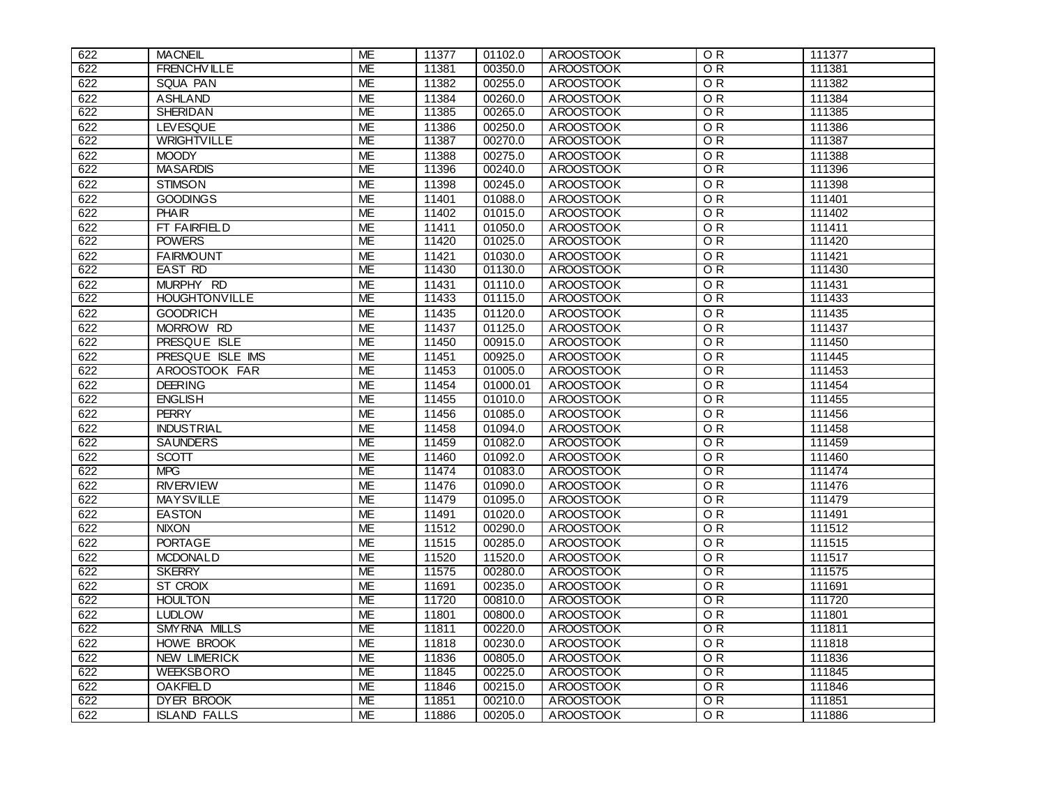| 622 | MACNEIL | ME | 11377 | 01102.0 | AROOSTOOK | O R | 111377 |
|---|---|---|---|---|---|---|---|
| 622 | FRENCHVILLE | ME | 11381 | 00350.0 | AROOSTOOK | O R | 111381 |
| 622 | SQUA PAN | ME | 11382 | 00255.0 | AROOSTOOK | O R | 111382 |
| 622 | ASHLAND | ME | 11384 | 00260.0 | AROOSTOOK | O R | 111384 |
| 622 | SHERIDAN | ME | 11385 | 00265.0 | AROOSTOOK | O R | 111385 |
| 622 | LEVESQUE | ME | 11386 | 00250.0 | AROOSTOOK | O R | 111386 |
| 622 | WRIGHTVILLE | ME | 11387 | 00270.0 | AROOSTOOK | O R | 111387 |
| 622 | MOODY | ME | 11388 | 00275.0 | AROOSTOOK | O R | 111388 |
| 622 | MASARDIS | ME | 11396 | 00240.0 | AROOSTOOK | O R | 111396 |
| 622 | STIMSON | ME | 11398 | 00245.0 | AROOSTOOK | O R | 111398 |
| 622 | GOODINGS | ME | 11401 | 01088.0 | AROOSTOOK | O R | 111401 |
| 622 | PHAIR | ME | 11402 | 01015.0 | AROOSTOOK | O R | 111402 |
| 622 | FT FAIRFIELD | ME | 11411 | 01050.0 | AROOSTOOK | O R | 111411 |
| 622 | POWERS | ME | 11420 | 01025.0 | AROOSTOOK | O R | 111420 |
| 622 | FAIRMOUNT | ME | 11421 | 01030.0 | AROOSTOOK | O R | 111421 |
| 622 | EAST RD | ME | 11430 | 01130.0 | AROOSTOOK | O R | 111430 |
| 622 | MURPHY RD | ME | 11431 | 01110.0 | AROOSTOOK | O R | 111431 |
| 622 | HOUGHTONVILLE | ME | 11433 | 01115.0 | AROOSTOOK | O R | 111433 |
| 622 | GOODRICH | ME | 11435 | 01120.0 | AROOSTOOK | O R | 111435 |
| 622 | MORROW RD | ME | 11437 | 01125.0 | AROOSTOOK | O R | 111437 |
| 622 | PRESQUE ISLE | ME | 11450 | 00915.0 | AROOSTOOK | O R | 111450 |
| 622 | PRESQUE ISLE IMS | ME | 11451 | 00925.0 | AROOSTOOK | O R | 111445 |
| 622 | AROOSTOOK FAR | ME | 11453 | 01005.0 | AROOSTOOK | O R | 111453 |
| 622 | DEERING | ME | 11454 | 01000.01 | AROOSTOOK | O R | 111454 |
| 622 | ENGLISH | ME | 11455 | 01010.0 | AROOSTOOK | O R | 111455 |
| 622 | PERRY | ME | 11456 | 01085.0 | AROOSTOOK | O R | 111456 |
| 622 | INDUSTRIAL | ME | 11458 | 01094.0 | AROOSTOOK | O R | 111458 |
| 622 | SAUNDERS | ME | 11459 | 01082.0 | AROOSTOOK | O R | 111459 |
| 622 | SCOTT | ME | 11460 | 01092.0 | AROOSTOOK | O R | 111460 |
| 622 | MPG | ME | 11474 | 01083.0 | AROOSTOOK | O R | 111474 |
| 622 | RIVERVIEW | ME | 11476 | 01090.0 | AROOSTOOK | O R | 111476 |
| 622 | MAYSVILLE | ME | 11479 | 01095.0 | AROOSTOOK | O R | 111479 |
| 622 | EASTON | ME | 11491 | 01020.0 | AROOSTOOK | O R | 111491 |
| 622 | NIXON | ME | 11512 | 00290.0 | AROOSTOOK | O R | 111512 |
| 622 | PORTAGE | ME | 11515 | 00285.0 | AROOSTOOK | O R | 111515 |
| 622 | MCDONALD | ME | 11520 | 11520.0 | AROOSTOOK | O R | 111517 |
| 622 | SKERRY | ME | 11575 | 00280.0 | AROOSTOOK | O R | 111575 |
| 622 | ST CROIX | ME | 11691 | 00235.0 | AROOSTOOK | O R | 111691 |
| 622 | HOULTON | ME | 11720 | 00810.0 | AROOSTOOK | O R | 111720 |
| 622 | LUDLOW | ME | 11801 | 00800.0 | AROOSTOOK | O R | 111801 |
| 622 | SMYRNA MILLS | ME | 11811 | 00220.0 | AROOSTOOK | O R | 111811 |
| 622 | HOWE BROOK | ME | 11818 | 00230.0 | AROOSTOOK | O R | 111818 |
| 622 | NEW LIMERICK | ME | 11836 | 00805.0 | AROOSTOOK | O R | 111836 |
| 622 | WEEKSBORO | ME | 11845 | 00225.0 | AROOSTOOK | O R | 111845 |
| 622 | OAKFIELD | ME | 11846 | 00215.0 | AROOSTOOK | O R | 111846 |
| 622 | DYER BROOK | ME | 11851 | 00210.0 | AROOSTOOK | O R | 111851 |
| 622 | ISLAND FALLS | ME | 11886 | 00205.0 | AROOSTOOK | O R | 111886 |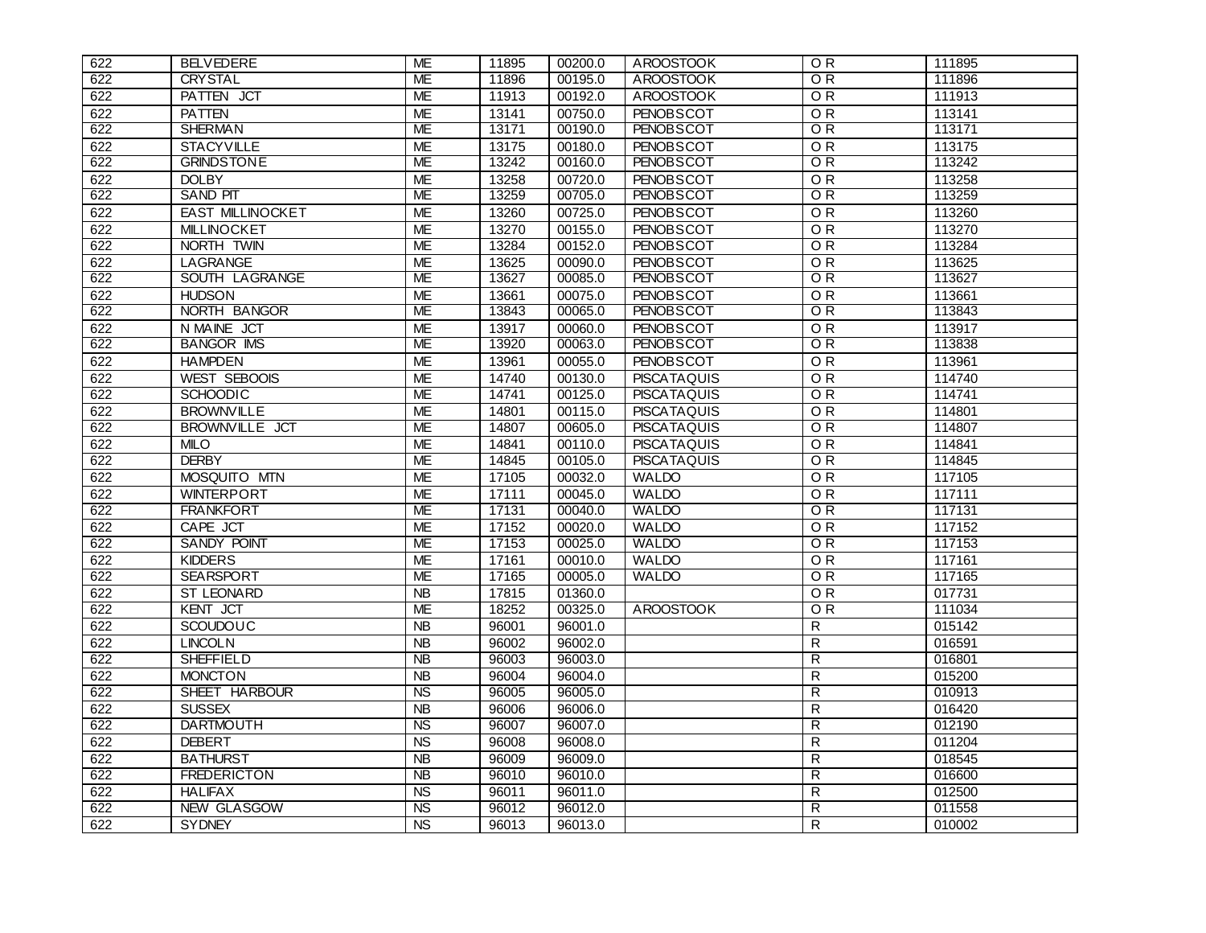| 622 | BELVEDERE | ME | 11895 | 00200.0 | AROOSTOOK | O R | 111895 |
|---|---|---|---|---|---|---|---|
| 622 | CRYSTAL | ME | 11896 | 00195.0 | AROOSTOOK | O R | 111896 |
| 622 | PATTEN JCT | ME | 11913 | 00192.0 | AROOSTOOK | O R | 111913 |
| 622 | PATTEN | ME | 13141 | 00750.0 | PENOBSCOT | O R | 113141 |
| 622 | SHERMAN | ME | 13171 | 00190.0 | PENOBSCOT | O R | 113171 |
| 622 | STACYVILLE | ME | 13175 | 00180.0 | PENOBSCOT | O R | 113175 |
| 622 | GRINDSTONE | ME | 13242 | 00160.0 | PENOBSCOT | O R | 113242 |
| 622 | DOLBY | ME | 13258 | 00720.0 | PENOBSCOT | O R | 113258 |
| 622 | SAND PIT | ME | 13259 | 00705.0 | PENOBSCOT | O R | 113259 |
| 622 | EAST MILLINOCKET | ME | 13260 | 00725.0 | PENOBSCOT | O R | 113260 |
| 622 | MILLINOCKET | ME | 13270 | 00155.0 | PENOBSCOT | O R | 113270 |
| 622 | NORTH TWIN | ME | 13284 | 00152.0 | PENOBSCOT | O R | 113284 |
| 622 | LAGRANGE | ME | 13625 | 00090.0 | PENOBSCOT | O R | 113625 |
| 622 | SOUTH LAGRANGE | ME | 13627 | 00085.0 | PENOBSCOT | O R | 113627 |
| 622 | HUDSON | ME | 13661 | 00075.0 | PENOBSCOT | O R | 113661 |
| 622 | NORTH BANGOR | ME | 13843 | 00065.0 | PENOBSCOT | O R | 113843 |
| 622 | N MAINE JCT | ME | 13917 | 00060.0 | PENOBSCOT | O R | 113917 |
| 622 | BANGOR IMS | ME | 13920 | 00063.0 | PENOBSCOT | O R | 113838 |
| 622 | HAMPDEN | ME | 13961 | 00055.0 | PENOBSCOT | O R | 113961 |
| 622 | WEST SEBOOIS | ME | 14740 | 00130.0 | PISCATAQUIS | O R | 114740 |
| 622 | SCHOODIC | ME | 14741 | 00125.0 | PISCATAQUIS | O R | 114741 |
| 622 | BROWNVILLE | ME | 14801 | 00115.0 | PISCATAQUIS | O R | 114801 |
| 622 | BROWNVILLE JCT | ME | 14807 | 00605.0 | PISCATAQUIS | O R | 114807 |
| 622 | MILO | ME | 14841 | 00110.0 | PISCATAQUIS | O R | 114841 |
| 622 | DERBY | ME | 14845 | 00105.0 | PISCATAQUIS | O R | 114845 |
| 622 | MOSQUITO MTN | ME | 17105 | 00032.0 | WALDO | O R | 117105 |
| 622 | WINTERPORT | ME | 17111 | 00045.0 | WALDO | O R | 117111 |
| 622 | FRANKFORT | ME | 17131 | 00040.0 | WALDO | O R | 117131 |
| 622 | CAPE JCT | ME | 17152 | 00020.0 | WALDO | O R | 117152 |
| 622 | SANDY POINT | ME | 17153 | 00025.0 | WALDO | O R | 117153 |
| 622 | KIDDERS | ME | 17161 | 00010.0 | WALDO | O R | 117161 |
| 622 | SEARSPORT | ME | 17165 | 00005.0 | WALDO | O R | 117165 |
| 622 | ST LEONARD | NB | 17815 | 01360.0 | | O R | 017731 |
| 622 | KENT JCT | ME | 18252 | 00325.0 | AROOSTOOK | O R | 111034 |
| 622 | SCOUDOUC | NB | 96001 | 96001.0 | | R | 015142 |
| 622 | LINCOLN | NB | 96002 | 96002.0 | | R | 016591 |
| 622 | SHEFFIELD | NB | 96003 | 96003.0 | | R | 016801 |
| 622 | MONCTON | NB | 96004 | 96004.0 | | R | 015200 |
| 622 | SHEET HARBOUR | NS | 96005 | 96005.0 | | R | 010913 |
| 622 | SUSSEX | NB | 96006 | 96006.0 | | R | 016420 |
| 622 | DARTMOUTH | NS | 96007 | 96007.0 | | R | 012190 |
| 622 | DEBERT | NS | 96008 | 96008.0 | | R | 011204 |
| 622 | BATHURST | NB | 96009 | 96009.0 | | R | 018545 |
| 622 | FREDERICTON | NB | 96010 | 96010.0 | | R | 016600 |
| 622 | HALIFAX | NS | 96011 | 96011.0 | | R | 012500 |
| 622 | NEW GLASGOW | NS | 96012 | 96012.0 | | R | 011558 |
| 622 | SYDNEY | NS | 96013 | 96013.0 | | R | 010002 |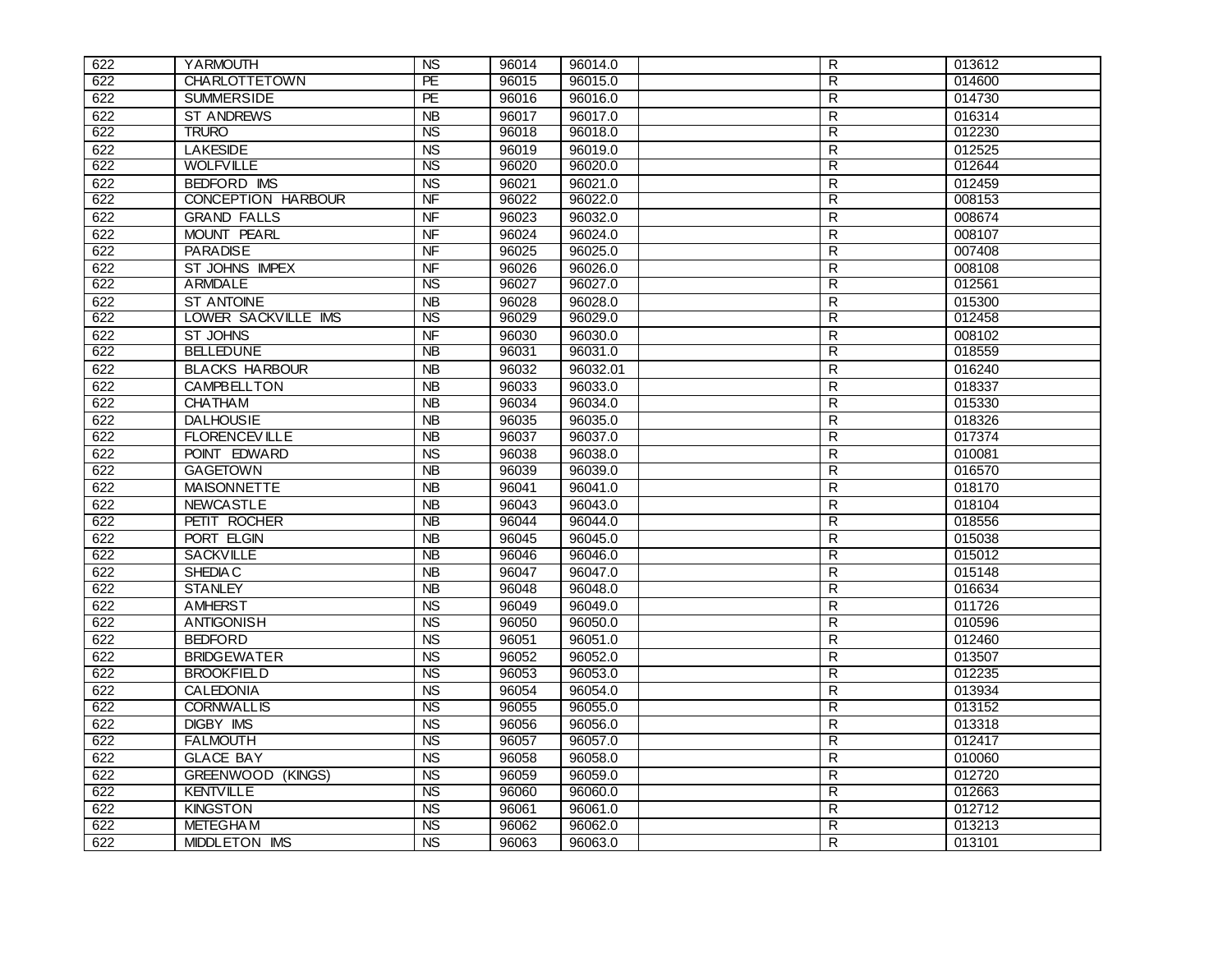| | | | | | | | |
|---|---|---|---|---|---|---|---|
| 622 | YARMOUTH | NS | 96014 | 96014.0 | | R | 013612 |
| 622 | CHARLOTTETOWN | PE | 96015 | 96015.0 | | R | 014600 |
| 622 | SUMMERSIDE | PE | 96016 | 96016.0 | | R | 014730 |
| 622 | ST ANDREWS | NB | 96017 | 96017.0 | | R | 016314 |
| 622 | TRURO | NS | 96018 | 96018.0 | | R | 012230 |
| 622 | LAKESIDE | NS | 96019 | 96019.0 | | R | 012525 |
| 622 | WOLFVILLE | NS | 96020 | 96020.0 | | R | 012644 |
| 622 | BEDFORD IMS | NS | 96021 | 96021.0 | | R | 012459 |
| 622 | CONCEPTION HARBOUR | NF | 96022 | 96022.0 | | R | 008153 |
| 622 | GRAND FALLS | NF | 96023 | 96032.0 | | R | 008674 |
| 622 | MOUNT PEARL | NF | 96024 | 96024.0 | | R | 008107 |
| 622 | PARADISE | NF | 96025 | 96025.0 | | R | 007408 |
| 622 | ST JOHNS IMPEX | NF | 96026 | 96026.0 | | R | 008108 |
| 622 | ARMDALE | NS | 96027 | 96027.0 | | R | 012561 |
| 622 | ST ANTOINE | NB | 96028 | 96028.0 | | R | 015300 |
| 622 | LOWER SACKVILLE IMS | NS | 96029 | 96029.0 | | R | 012458 |
| 622 | ST JOHNS | NF | 96030 | 96030.0 | | R | 008102 |
| 622 | BELLEDUNE | NB | 96031 | 96031.0 | | R | 018559 |
| 622 | BLACKS HARBOUR | NB | 96032 | 96032.01 | | R | 016240 |
| 622 | CAMPBELLTON | NB | 96033 | 96033.0 | | R | 018337 |
| 622 | CHATHAM | NB | 96034 | 96034.0 | | R | 015330 |
| 622 | DALHOUSIE | NB | 96035 | 96035.0 | | R | 018326 |
| 622 | FLORENCEVILLE | NB | 96037 | 96037.0 | | R | 017374 |
| 622 | POINT EDWARD | NS | 96038 | 96038.0 | | R | 010081 |
| 622 | GAGETOWN | NB | 96039 | 96039.0 | | R | 016570 |
| 622 | MAISONNETTE | NB | 96041 | 96041.0 | | R | 018170 |
| 622 | NEWCASTLE | NB | 96043 | 96043.0 | | R | 018104 |
| 622 | PETIT ROCHER | NB | 96044 | 96044.0 | | R | 018556 |
| 622 | PORT ELGIN | NB | 96045 | 96045.0 | | R | 015038 |
| 622 | SACKVILLE | NB | 96046 | 96046.0 | | R | 015012 |
| 622 | SHEDIAC | NB | 96047 | 96047.0 | | R | 015148 |
| 622 | STANLEY | NB | 96048 | 96048.0 | | R | 016634 |
| 622 | AMHERST | NS | 96049 | 96049.0 | | R | 011726 |
| 622 | ANTIGONISH | NS | 96050 | 96050.0 | | R | 010596 |
| 622 | BEDFORD | NS | 96051 | 96051.0 | | R | 012460 |
| 622 | BRIDGEWATER | NS | 96052 | 96052.0 | | R | 013507 |
| 622 | BROOKFIELD | NS | 96053 | 96053.0 | | R | 012235 |
| 622 | CALEDONIA | NS | 96054 | 96054.0 | | R | 013934 |
| 622 | CORNWALLIS | NS | 96055 | 96055.0 | | R | 013152 |
| 622 | DIGBY IMS | NS | 96056 | 96056.0 | | R | 013318 |
| 622 | FALMOUTH | NS | 96057 | 96057.0 | | R | 012417 |
| 622 | GLACE BAY | NS | 96058 | 96058.0 | | R | 010060 |
| 622 | GREENWOOD (KINGS) | NS | 96059 | 96059.0 | | R | 012720 |
| 622 | KENTVILLE | NS | 96060 | 96060.0 | | R | 012663 |
| 622 | KINGSTON | NS | 96061 | 96061.0 | | R | 012712 |
| 622 | METEGHAM | NS | 96062 | 96062.0 | | R | 013213 |
| 622 | MIDDLETON IMS | NS | 96063 | 96063.0 | | R | 013101 |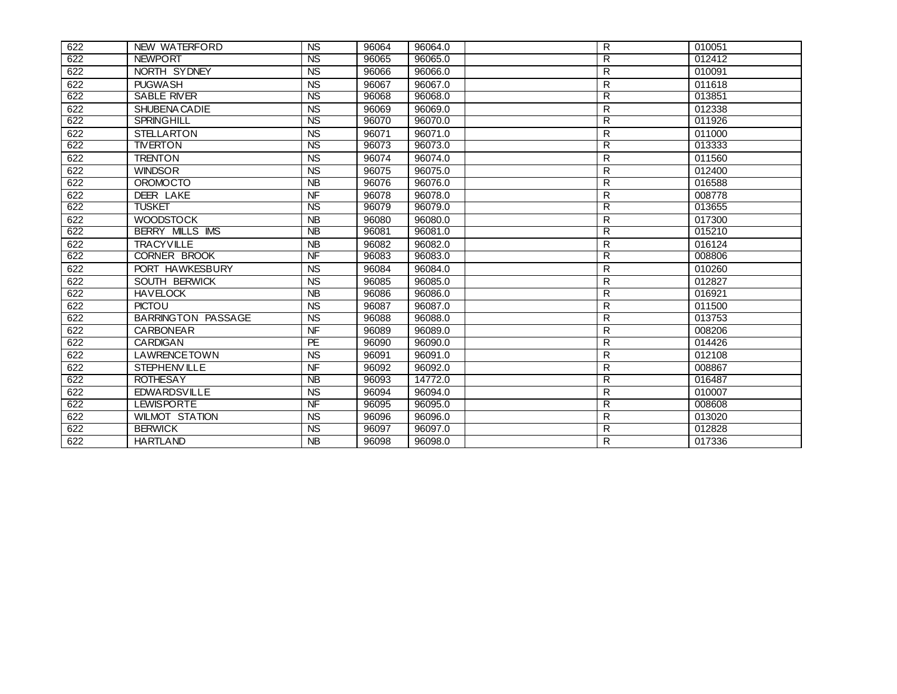| | | | | | | | |
|---|---|---|---|---|---|---|---|
| 622 | NEW WATERFORD | NS | 96064 | 96064.0 | | R | 010051 |
| 622 | NEWPORT | NS | 96065 | 96065.0 | | R | 012412 |
| 622 | NORTH SYDNEY | NS | 96066 | 96066.0 | | R | 010091 |
| 622 | PUGWASH | NS | 96067 | 96067.0 | | R | 011618 |
| 622 | SABLE RIVER | NS | 96068 | 96068.0 | | R | 013851 |
| 622 | SHUBENACADIE | NS | 96069 | 96069.0 | | R | 012338 |
| 622 | SPRINGHILL | NS | 96070 | 96070.0 | | R | 011926 |
| 622 | STELLARTON | NS | 96071 | 96071.0 | | R | 011000 |
| 622 | TIVERTON | NS | 96073 | 96073.0 | | R | 013333 |
| 622 | TRENTON | NS | 96074 | 96074.0 | | R | 011560 |
| 622 | WINDSOR | NS | 96075 | 96075.0 | | R | 012400 |
| 622 | OROMOCTO | NB | 96076 | 96076.0 | | R | 016588 |
| 622 | DEER LAKE | NF | 96078 | 96078.0 | | R | 008778 |
| 622 | TUSKET | NS | 96079 | 96079.0 | | R | 013655 |
| 622 | WOODSTOCK | NB | 96080 | 96080.0 | | R | 017300 |
| 622 | BERRY MILLS IMS | NB | 96081 | 96081.0 | | R | 015210 |
| 622 | TRACYVILLE | NB | 96082 | 96082.0 | | R | 016124 |
| 622 | CORNER BROOK | NF | 96083 | 96083.0 | | R | 008806 |
| 622 | PORT HAWKESBURY | NS | 96084 | 96084.0 | | R | 010260 |
| 622 | SOUTH BERWICK | NS | 96085 | 96085.0 | | R | 012827 |
| 622 | HAVELOCK | NB | 96086 | 96086.0 | | R | 016921 |
| 622 | PICTOU | NS | 96087 | 96087.0 | | R | 011500 |
| 622 | BARRINGTON PASSAGE | NS | 96088 | 96088.0 | | R | 013753 |
| 622 | CARBONEAR | NF | 96089 | 96089.0 | | R | 008206 |
| 622 | CARDIGAN | PE | 96090 | 96090.0 | | R | 014426 |
| 622 | LAWRENCETOWN | NS | 96091 | 96091.0 | | R | 012108 |
| 622 | STEPHENVILLE | NF | 96092 | 96092.0 | | R | 008867 |
| 622 | ROTHESAY | NB | 96093 | 14772.0 | | R | 016487 |
| 622 | EDWARDSVILLE | NS | 96094 | 96094.0 | | R | 010007 |
| 622 | LEWISPORTE | NF | 96095 | 96095.0 | | R | 008608 |
| 622 | WILMOT STATION | NS | 96096 | 96096.0 | | R | 013020 |
| 622 | BERWICK | NS | 96097 | 96097.0 | | R | 012828 |
| 622 | HARTLAND | NB | 96098 | 96098.0 | | R | 017336 |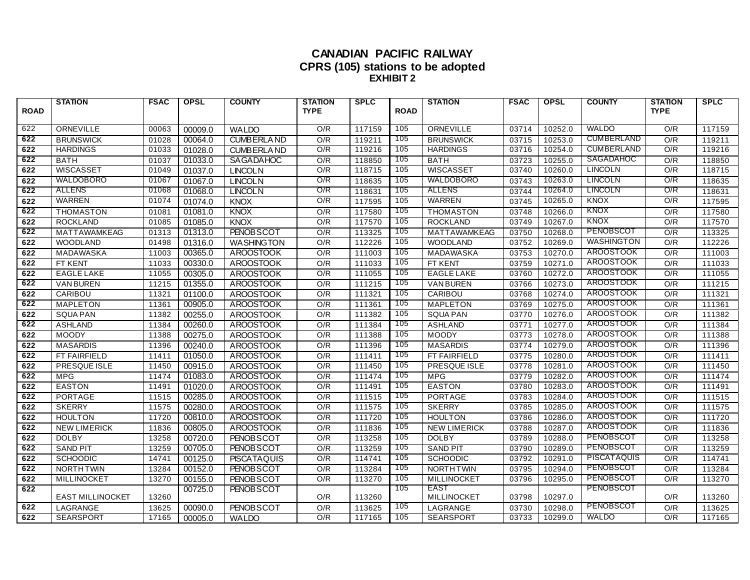# CANADIAN PACIFIC RAILWAY
## CPRS (105) stations to be adopted
### EXHIBIT 2

| ROAD | STATION | FSAC | OPSL | COUNTY | STATION TYPE | SPLC | ROAD | STATION | FSAC | OPSL | COUNTY | STATION TYPE | SPLC |
|---|---|---|---|---|---|---|---|---|---|---|---|---|---|
| 622 | ORNEVILLE | 00063 | 00009.0 | WALDO | O/R | 117159 | 105 | ORNEVILLE | 03714 | 10252.0 | WALDO | O/R | 117159 |
| 622 | BRUNSWICK | 01028 | 00064.0 | CUMBERLAND | O/R | 119211 | 105 | BRUNSWICK | 03715 | 10253.0 | CUMBERLAND | O/R | 119211 |
| 622 | HARDINGS | 01033 | 01028.0 | CUMBERLAND | O/R | 119216 | 105 | HARDINGS | 03716 | 10254.0 | CUMBERLAND | O/R | 119216 |
| 622 | BATH | 01037 | 01033.0 | SAGADAHOC | O/R | 118850 | 105 | BATH | 03723 | 10255.0 | SAGADAHOC | O/R | 118850 |
| 622 | WISCASSET | 01049 | 01037.0 | LINCOLN | O/R | 118715 | 105 | WISCASSET | 03740 | 10260.0 | LINCOLN | O/R | 118715 |
| 622 | WALDOBORO | 01067 | 01067.0 | LINCOLN | O/R | 118635 | 105 | WALDOBORO | 03743 | 10263.0 | LINCOLN | O/R | 118635 |
| 622 | ALLENS | 01068 | 01068.0 | LINCOLN | O/R | 118631 | 105 | ALLENS | 03744 | 10264.0 | LINCOLN | O/R | 118631 |
| 622 | WARREN | 01074 | 01074.0 | KNOX | O/R | 117595 | 105 | WARREN | 03745 | 10265.0 | KNOX | O/R | 117595 |
| 622 | THOMASTON | 01081 | 01081.0 | KNOX | O/R | 117580 | 105 | THOMASTON | 03748 | 10266.0 | KNOX | O/R | 117580 |
| 622 | ROCKLAND | 01085 | 01085.0 | KNOX | O/R | 117570 | 105 | ROCKLAND | 03749 | 10267.0 | KNOX | O/R | 117570 |
| 622 | MATTAWAMKEAG | 01313 | 01313.0 | PENOBSCOT | O/R | 113325 | 105 | MATTAWAMKEAG | 03750 | 10268.0 | PENOBSCOT | O/R | 113325 |
| 622 | WOODLAND | 01498 | 01316.0 | WASHINGTON | O/R | 112226 | 105 | WOODLAND | 03752 | 10269.0 | WASHINGTON | O/R | 112226 |
| 622 | MADAWASKA | 11003 | 00365.0 | AROOSTOOK | O/R | 111003 | 105 | MADAWASKA | 03753 | 10270.0 | AROOSTOOK | O/R | 111003 |
| 622 | FT KENT | 11033 | 00330.0 | AROOSTOOK | O/R | 111033 | 105 | FT KENT | 03759 | 10271.0 | AROOSTOOK | O/R | 111033 |
| 622 | EAGLE LAKE | 11055 | 00305.0 | AROOSTOOK | O/R | 111055 | 105 | EAGLE LAKE | 03760 | 10272.0 | AROOSTOOK | O/R | 111055 |
| 622 | VAN BUREN | 11215 | 01355.0 | AROOSTOOK | O/R | 111215 | 105 | VAN BUREN | 03766 | 10273.0 | AROOSTOOK | O/R | 111215 |
| 622 | CARIBOU | 11321 | 01100.0 | AROOSTOOK | O/R | 111321 | 105 | CARIBOU | 03768 | 10274.0 | AROOSTOOK | O/R | 111321 |
| 622 | MAPLETON | 11361 | 00905.0 | AROOSTOOK | O/R | 111361 | 105 | MAPLETON | 03769 | 10275.0 | AROOSTOOK | O/R | 111361 |
| 622 | SQUA PAN | 11382 | 00255.0 | AROOSTOOK | O/R | 111382 | 105 | SQUA PAN | 03770 | 10276.0 | AROOSTOOK | O/R | 111382 |
| 622 | ASHLAND | 11384 | 00260.0 | AROOSTOOK | O/R | 111384 | 105 | ASHLAND | 03771 | 10277.0 | AROOSTOOK | O/R | 111384 |
| 622 | MOODY | 11388 | 00275.0 | AROOSTOOK | O/R | 111388 | 105 | MOODY | 03773 | 10278.0 | AROOSTOOK | O/R | 111388 |
| 622 | MASARDIS | 11396 | 00240.0 | AROOSTOOK | O/R | 111396 | 105 | MASARDIS | 03774 | 10279.0 | AROOSTOOK | O/R | 111396 |
| 622 | FT FAIRFIELD | 11411 | 01050.0 | AROOSTOOK | O/R | 111411 | 105 | FT FAIRFIELD | 03775 | 10280.0 | AROOSTOOK | O/R | 111411 |
| 622 | PRESQUE ISLE | 11450 | 00915.0 | AROOSTOOK | O/R | 111450 | 105 | PRESQUE ISLE | 03778 | 10281.0 | AROOSTOOK | O/R | 111450 |
| 622 | MPG | 11474 | 01083.0 | AROOSTOOK | O/R | 111474 | 105 | MPG | 03779 | 10282.0 | AROOSTOOK | O/R | 111474 |
| 622 | EASTON | 11491 | 01020.0 | AROOSTOOK | O/R | 111491 | 105 | EASTON | 03780 | 10283.0 | AROOSTOOK | O/R | 111491 |
| 622 | PORTAGE | 11515 | 00285.0 | AROOSTOOK | O/R | 111515 | 105 | PORTAGE | 03783 | 10284.0 | AROOSTOOK | O/R | 111515 |
| 622 | SKERRY | 11575 | 00280.0 | AROOSTOOK | O/R | 111575 | 105 | SKERRY | 03785 | 10285.0 | AROOSTOOK | O/R | 111575 |
| 622 | HOULTON | 11720 | 00810.0 | AROOSTOOK | O/R | 111720 | 105 | HOULTON | 03786 | 10286.0 | AROOSTOOK | O/R | 111720 |
| 622 | NEW LIMERICK | 11836 | 00805.0 | AROOSTOOK | O/R | 111836 | 105 | NEW LIMERICK | 03788 | 10287.0 | AROOSTOOK | O/R | 111836 |
| 622 | DOLBY | 13258 | 00720.0 | PENOBSCOT | O/R | 113258 | 105 | DOLBY | 03789 | 10288.0 | PENOBSCOT | O/R | 113258 |
| 622 | SAND PIT | 13259 | 00705.0 | PENOBSCOT | O/R | 113259 | 105 | SAND PIT | 03790 | 10289.0 | PENOBSCOT | O/R | 113259 |
| 622 | SCHOODIC | 14741 | 00125.0 | PISCATAQUIS | O/R | 114741 | 105 | SCHOODIC | 03792 | 10291.0 | PISCATAQUIS | O/R | 114741 |
| 622 | NORTH TWIN | 13284 | 00152.0 | PENOBSCOT | O/R | 113284 | 105 | NORTH TWIN | 03795 | 10294.0 | PENOBSCOT | O/R | 113284 |
| 622 | MILLINOCKET | 13270 | 00155.0 | PENOBSCOT | O/R | 113270 | 105 | MILLINOCKET | 03796 | 10295.0 | PENOBSCOT | O/R | 113270 |
| 622 | EAST MILLINOCKET | 13260 | 00725.0 | PENOBSCOT | O/R | 113260 | 105 | EAST MILLINOCKET | 03798 | 10297.0 | PENOBSCOT | O/R | 113260 |
| 622 | LAGRANGE | 13625 | 00090.0 | PENOBSCOT | O/R | 113625 | 105 | LAGRANGE | 03730 | 10298.0 | PENOBSCOT | O/R | 113625 |
| 622 | SEARSPORT | 17165 | 00005.0 | WALDO | O/R | 117165 | 105 | SEARSPORT | 03733 | 10299.0 | WALDO | O/R | 117165 |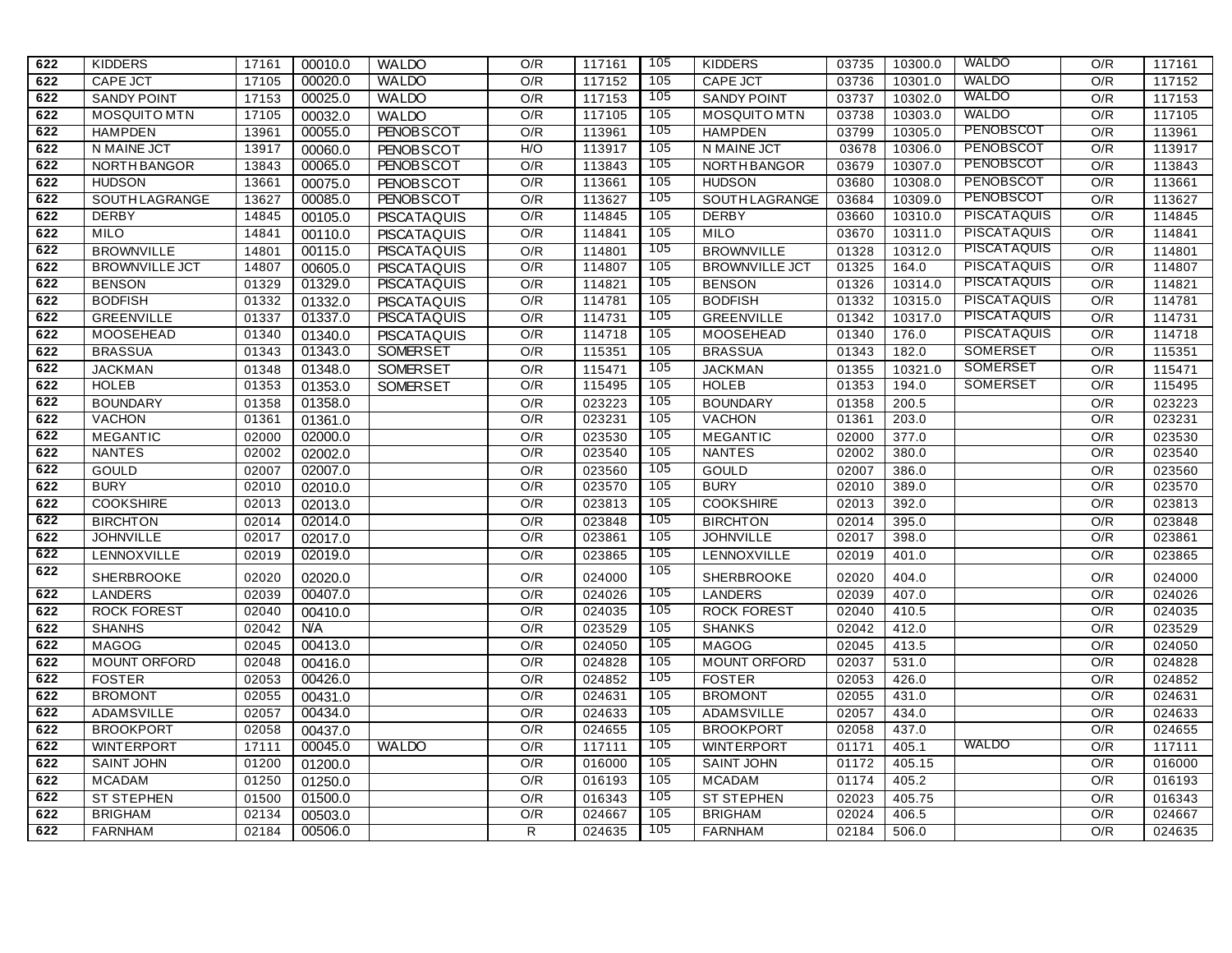| 622 | KIDDERS | 17161 | 00010.0 | WALDO | O/R | 117161 | 105 | KIDDERS | 03735 | 10300.0 | WALDO | O/R | 117161 |
|---|---|---|---|---|---|---|---|---|---|---|---|---|---|
| 622 | CAPE JCT | 17105 | 00020.0 | WALDO | O/R | 117152 | 105 | CAPE JCT | 03736 | 10301.0 | WALDO | O/R | 117152 |
| 622 | SANDY POINT | 17153 | 00025.0 | WALDO | O/R | 117153 | 105 | SANDY POINT | 03737 | 10302.0 | WALDO | O/R | 117153 |
| 622 | MOSQUITO MTN | 17105 | 00032.0 | WALDO | O/R | 117105 | 105 | MOSQUITO MTN | 03738 | 10303.0 | WALDO | O/R | 117105 |
| 622 | HAMPDEN | 13961 | 00055.0 | PENOBSCOT | O/R | 113961 | 105 | HAMPDEN | 03799 | 10305.0 | PENOBSCOT | O/R | 113961 |
| 622 | N MAINE JCT | 13917 | 00060.0 | PENOBSCOT | H/O | 113917 | 105 | N MAINE JCT | 03678 | 10306.0 | PENOBSCOT | O/R | 113917 |
| 622 | NORTH BANGOR | 13843 | 00065.0 | PENOBSCOT | O/R | 113843 | 105 | NORTH BANGOR | 03679 | 10307.0 | PENOBSCOT | O/R | 113843 |
| 622 | HUDSON | 13661 | 00075.0 | PENOBSCOT | O/R | 113661 | 105 | HUDSON | 03680 | 10308.0 | PENOBSCOT | O/R | 113661 |
| 622 | SOUTH LAGRANGE | 13627 | 00085.0 | PENOBSCOT | O/R | 113627 | 105 | SOUTH LAGRANGE | 03684 | 10309.0 | PENOBSCOT | O/R | 113627 |
| 622 | DERBY | 14845 | 00105.0 | PISCATAQUIS | O/R | 114845 | 105 | DERBY | 03660 | 10310.0 | PISCATAQUIS | O/R | 114845 |
| 622 | MILO | 14841 | 00110.0 | PISCATAQUIS | O/R | 114841 | 105 | MILO | 03670 | 10311.0 | PISCATAQUIS | O/R | 114841 |
| 622 | BROWNVILLE | 14801 | 00115.0 | PISCATAQUIS | O/R | 114801 | 105 | BROWNVILLE | 01328 | 10312.0 | PISCATAQUIS | O/R | 114801 |
| 622 | BROWNVILLE JCT | 14807 | 00605.0 | PISCATAQUIS | O/R | 114807 | 105 | BROWNVILLE JCT | 01325 | 164.0 | PISCATAQUIS | O/R | 114807 |
| 622 | BENSON | 01329 | 01329.0 | PISCATAQUIS | O/R | 114821 | 105 | BENSON | 01326 | 10314.0 | PISCATAQUIS | O/R | 114821 |
| 622 | BODFISH | 01332 | 01332.0 | PISCATAQUIS | O/R | 114781 | 105 | BODFISH | 01332 | 10315.0 | PISCATAQUIS | O/R | 114781 |
| 622 | GREENVILLE | 01337 | 01337.0 | PISCATAQUIS | O/R | 114731 | 105 | GREENVILLE | 01342 | 10317.0 | PISCATAQUIS | O/R | 114731 |
| 622 | MOOSEHEAD | 01340 | 01340.0 | PISCATAQUIS | O/R | 114718 | 105 | MOOSEHEAD | 01340 | 176.0 | PISCATAQUIS | O/R | 114718 |
| 622 | BRASSUA | 01343 | 01343.0 | SOMERSET | O/R | 115351 | 105 | BRASSUA | 01343 | 182.0 | SOMERSET | O/R | 115351 |
| 622 | JACKMAN | 01348 | 01348.0 | SOMERSET | O/R | 115471 | 105 | JACKMAN | 01355 | 10321.0 | SOMERSET | O/R | 115471 |
| 622 | HOLEB | 01353 | 01353.0 | SOMERSET | O/R | 115495 | 105 | HOLEB | 01353 | 194.0 | SOMERSET | O/R | 115495 |
| 622 | BOUNDARY | 01358 | 01358.0 | | O/R | 023223 | 105 | BOUNDARY | 01358 | 200.5 | | O/R | 023223 |
| 622 | VACHON | 01361 | 01361.0 | | O/R | 023231 | 105 | VACHON | 01361 | 203.0 | | O/R | 023231 |
| 622 | MEGANTIC | 02000 | 02000.0 | | O/R | 023530 | 105 | MEGANTIC | 02000 | 377.0 | | O/R | 023530 |
| 622 | NANTES | 02002 | 02002.0 | | O/R | 023540 | 105 | NANTES | 02002 | 380.0 | | O/R | 023540 |
| 622 | GOULD | 02007 | 02007.0 | | O/R | 023560 | 105 | GOULD | 02007 | 386.0 | | O/R | 023560 |
| 622 | BURY | 02010 | 02010.0 | | O/R | 023570 | 105 | BURY | 02010 | 389.0 | | O/R | 023570 |
| 622 | COOKSHIRE | 02013 | 02013.0 | | O/R | 023813 | 105 | COOKSHIRE | 02013 | 392.0 | | O/R | 023813 |
| 622 | BIRCHTON | 02014 | 02014.0 | | O/R | 023848 | 105 | BIRCHTON | 02014 | 395.0 | | O/R | 023848 |
| 622 | JOHNVILLE | 02017 | 02017.0 | | O/R | 023861 | 105 | JOHNVILLE | 02017 | 398.0 | | O/R | 023861 |
| 622 | LENNOXVILLE | 02019 | 02019.0 | | O/R | 023865 | 105 | LENNOXVILLE | 02019 | 401.0 | | O/R | 023865 |
| 622 | SHERBROOKE | 02020 | 02020.0 | | O/R | 024000 | 105 | SHERBROOKE | 02020 | 404.0 | | O/R | 024000 |
| 622 | LANDERS | 02039 | 00407.0 | | O/R | 024026 | 105 | LANDERS | 02039 | 407.0 | | O/R | 024026 |
| 622 | ROCK FOREST | 02040 | 00410.0 | | O/R | 024035 | 105 | ROCK FOREST | 02040 | 410.5 | | O/R | 024035 |
| 622 | SHANHS | 02042 | N/A | | O/R | 023529 | 105 | SHANKS | 02042 | 412.0 | | O/R | 023529 |
| 622 | MAGOG | 02045 | 00413.0 | | O/R | 024050 | 105 | MAGOG | 02045 | 413.5 | | O/R | 024050 |
| 622 | MOUNT ORFORD | 02048 | 00416.0 | | O/R | 024828 | 105 | MOUNT ORFORD | 02037 | 531.0 | | O/R | 024828 |
| 622 | FOSTER | 02053 | 00426.0 | | O/R | 024852 | 105 | FOSTER | 02053 | 426.0 | | O/R | 024852 |
| 622 | BROMONT | 02055 | 00431.0 | | O/R | 024631 | 105 | BROMONT | 02055 | 431.0 | | O/R | 024631 |
| 622 | ADAMSVILLE | 02057 | 00434.0 | | O/R | 024633 | 105 | ADAMSVILLE | 02057 | 434.0 | | O/R | 024633 |
| 622 | BROOKPORT | 02058 | 00437.0 | | O/R | 024655 | 105 | BROOKPORT | 02058 | 437.0 | | O/R | 024655 |
| 622 | WINTERPORT | 17111 | 00045.0 | WALDO | O/R | 117111 | 105 | WINTERPORT | 01171 | 405.1 | WALDO | O/R | 117111 |
| 622 | SAINT JOHN | 01200 | 01200.0 | | O/R | 016000 | 105 | SAINT JOHN | 01172 | 405.15 | | O/R | 016000 |
| 622 | MCADAM | 01250 | 01250.0 | | O/R | 016193 | 105 | MCADAM | 01174 | 405.2 | | O/R | 016193 |
| 622 | ST STEPHEN | 01500 | 01500.0 | | O/R | 016343 | 105 | ST STEPHEN | 02023 | 405.75 | | O/R | 016343 |
| 622 | BRIGHAM | 02134 | 00503.0 | | O/R | 024667 | 105 | BRIGHAM | 02024 | 406.5 | | O/R | 024667 |
| 622 | FARNHAM | 02184 | 00506.0 | | R | 024635 | 105 | FARNHAM | 02184 | 506.0 | | O/R | 024635 |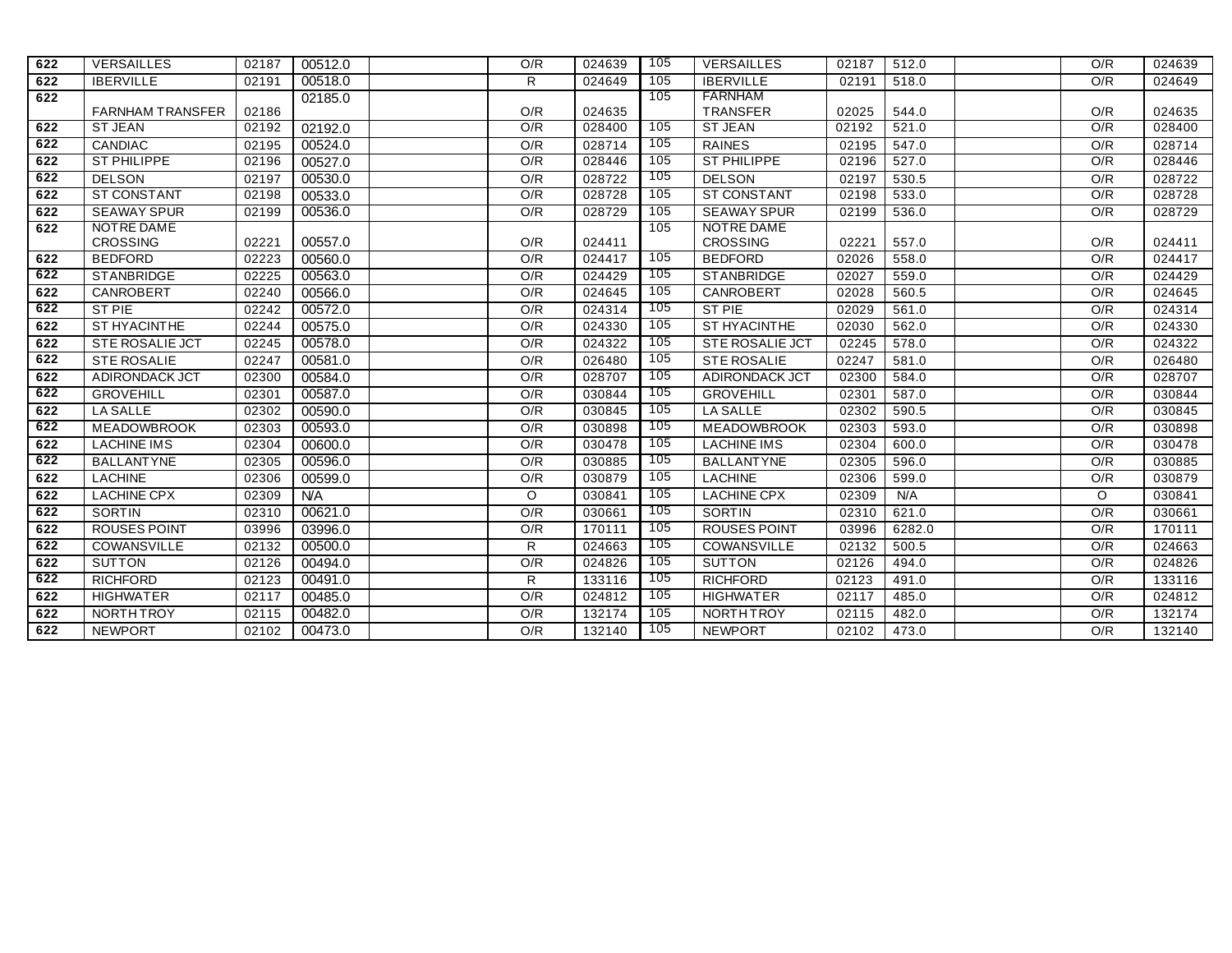| | | | | | | | | | | | | | | |
|---|---|---|---|---|---|---|---|---|---|---|---|---|---|---|
| 622 | VERSAILLES | 02187 | 00512.0 | | O/R | 024639 | 105 | VERSAILLES | 02187 | 512.0 | | O/R | 024639 |
| 622 | IBERVILLE | 02191 | 00518.0 | | R | 024649 | 105 | IBERVILLE | 02191 | 518.0 | | O/R | 024649 |
| 622 | FARNHAM TRANSFER | 02186 | 02185.0 | | O/R | 024635 | 105 | FARNHAM TRANSFER | 02025 | 544.0 | | O/R | 024635 |
| 622 | ST JEAN | 02192 | 02192.0 | | O/R | 028400 | 105 | ST JEAN | 02192 | 521.0 | | O/R | 028400 |
| 622 | CANDIAC | 02195 | 00524.0 | | O/R | 028714 | 105 | RAINES | 02195 | 547.0 | | O/R | 028714 |
| 622 | ST PHILIPPE | 02196 | 00527.0 | | O/R | 028446 | 105 | ST PHILIPPE | 02196 | 527.0 | | O/R | 028446 |
| 622 | DELSON | 02197 | 00530.0 | | O/R | 028722 | 105 | DELSON | 02197 | 530.5 | | O/R | 028722 |
| 622 | ST CONSTANT | 02198 | 00533.0 | | O/R | 028728 | 105 | ST CONSTANT | 02198 | 533.0 | | O/R | 028728 |
| 622 | SEAWAY SPUR | 02199 | 00536.0 | | O/R | 028729 | 105 | SEAWAY SPUR | 02199 | 536.0 | | O/R | 028729 |
| 622 | NOTRE DAME CROSSING | 02221 | 00557.0 | | O/R | 024411 | 105 | NOTRE DAME CROSSING | 02221 | 557.0 | | O/R | 024411 |
| 622 | BEDFORD | 02223 | 00560.0 | | O/R | 024417 | 105 | BEDFORD | 02026 | 558.0 | | O/R | 024417 |
| 622 | STANBRIDGE | 02225 | 00563.0 | | O/R | 024429 | 105 | STANBRIDGE | 02027 | 559.0 | | O/R | 024429 |
| 622 | CANROBERT | 02240 | 00566.0 | | O/R | 024645 | 105 | CANROBERT | 02028 | 560.5 | | O/R | 024645 |
| 622 | ST PIE | 02242 | 00572.0 | | O/R | 024314 | 105 | ST PIE | 02029 | 561.0 | | O/R | 024314 |
| 622 | ST HYACINTHE | 02244 | 00575.0 | | O/R | 024330 | 105 | ST HYACINTHE | 02030 | 562.0 | | O/R | 024330 |
| 622 | STE ROSALIE JCT | 02245 | 00578.0 | | O/R | 024322 | 105 | STE ROSALIE JCT | 02245 | 578.0 | | O/R | 024322 |
| 622 | STE ROSALIE | 02247 | 00581.0 | | O/R | 026480 | 105 | STE ROSALIE | 02247 | 581.0 | | O/R | 026480 |
| 622 | ADIRONDACK JCT | 02300 | 00584.0 | | O/R | 028707 | 105 | ADIRONDACK JCT | 02300 | 584.0 | | O/R | 028707 |
| 622 | GROVEHILL | 02301 | 00587.0 | | O/R | 030844 | 105 | GROVEHILL | 02301 | 587.0 | | O/R | 030844 |
| 622 | LA SALLE | 02302 | 00590.0 | | O/R | 030845 | 105 | LA SALLE | 02302 | 590.5 | | O/R | 030845 |
| 622 | MEADOWBROOK | 02303 | 00593.0 | | O/R | 030898 | 105 | MEADOWBROOK | 02303 | 593.0 | | O/R | 030898 |
| 622 | LACHINE IMS | 02304 | 00600.0 | | O/R | 030478 | 105 | LACHINE IMS | 02304 | 600.0 | | O/R | 030478 |
| 622 | BALLANTYNE | 02305 | 00596.0 | | O/R | 030885 | 105 | BALLANTYNE | 02305 | 596.0 | | O/R | 030885 |
| 622 | LACHINE | 02306 | 00599.0 | | O/R | 030879 | 105 | LACHINE | 02306 | 599.0 | | O/R | 030879 |
| 622 | LACHINE CPX | 02309 | N/A | | O | 030841 | 105 | LACHINE CPX | 02309 | N/A | | O | 030841 |
| 622 | SORTIN | 02310 | 00621.0 | | O/R | 030661 | 105 | SORTIN | 02310 | 621.0 | | O/R | 030661 |
| 622 | ROUSES POINT | 03996 | 03996.0 | | O/R | 170111 | 105 | ROUSES POINT | 03996 | 6282.0 | | O/R | 170111 |
| 622 | COWANSVILLE | 02132 | 00500.0 | | R | 024663 | 105 | COWANSVILLE | 02132 | 500.5 | | O/R | 024663 |
| 622 | SUTTON | 02126 | 00494.0 | | O/R | 024826 | 105 | SUTTON | 02126 | 494.0 | | O/R | 024826 |
| 622 | RICHFORD | 02123 | 00491.0 | | R | 133116 | 105 | RICHFORD | 02123 | 491.0 | | O/R | 133116 |
| 622 | HIGHWATER | 02117 | 00485.0 | | O/R | 024812 | 105 | HIGHWATER | 02117 | 485.0 | | O/R | 024812 |
| 622 | NORTH TROY | 02115 | 00482.0 | | O/R | 132174 | 105 | NORTH TROY | 02115 | 482.0 | | O/R | 132174 |
| 622 | NEWPORT | 02102 | 00473.0 | | O/R | 132140 | 105 | NEWPORT | 02102 | 473.0 | | O/R | 132140 |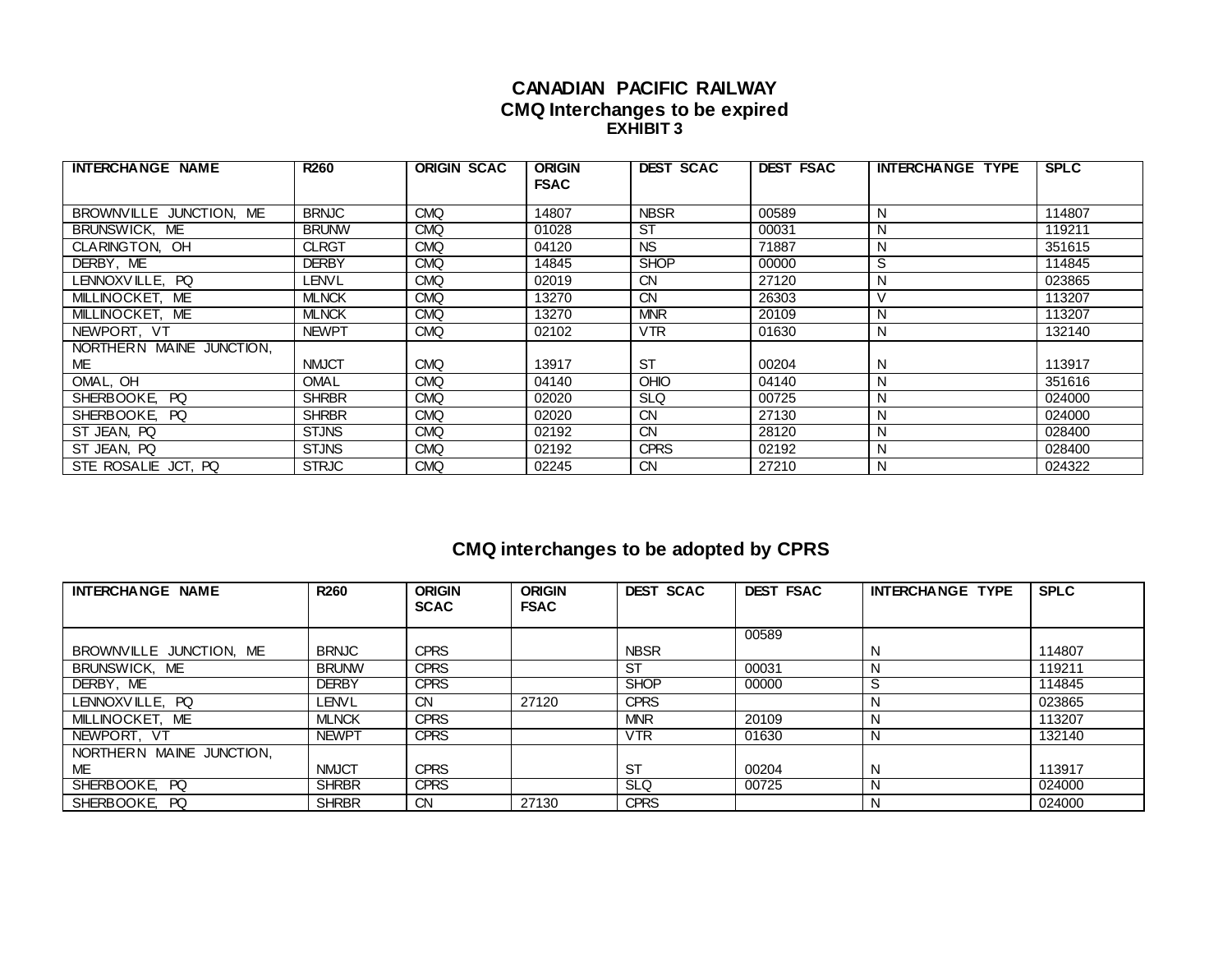# CANADIAN PACIFIC RAILWAY

## CMQ Interchanges to be expired

### EXHIBIT 3

| INTERCHANGE NAME | R260 | ORIGIN SCAC | ORIGIN FSAC | DEST SCAC | DEST FSAC | INTERCHANGE TYPE | SPLC |
|---|---|---|---|---|---|---|---|
| BROWNVILLE JUNCTION, ME | BRNJC | CMQ | 14807 | NBSR | 00589 | N | 114807 |
| BRUNSWICK, ME | BRUNW | CMQ | 01028 | ST | 00031 | N | 119211 |
| CLARINGTON, OH | CLRGT | CMQ | 04120 | NS | 71887 | N | 351615 |
| DERBY, ME | DERBY | CMQ | 14845 | SHOP | 00000 | S | 114845 |
| LENNOXVILLE, PQ | LENVL | CMQ | 02019 | CN | 27120 | N | 023865 |
| MILLINOCKET, ME | MLNCK | CMQ | 13270 | CN | 26303 | V | 113207 |
| MILLINOCKET, ME | MLNCK | CMQ | 13270 | MNR | 20109 | N | 113207 |
| NEWPORT, VT | NEWPT | CMQ | 02102 | VTR | 01630 | N | 132140 |
| NORTHERN MAINE JUNCTION, ME | NMJCT | CMQ | 13917 | ST | 00204 | N | 113917 |
| OMAL, OH | OMAL | CMQ | 04140 | OHIO | 04140 | N | 351616 |
| SHERBOOKE, PQ | SHRBR | CMQ | 02020 | SLQ | 00725 | N | 024000 |
| SHERBOOKE, PQ | SHRBR | CMQ | 02020 | CN | 27130 | N | 024000 |
| ST JEAN, PQ | STJNS | CMQ | 02192 | CN | 28120 | N | 028400 |
| ST JEAN, PQ | STJNS | CMQ | 02192 | CPRS | 02192 | N | 028400 |
| STE ROSALIE JCT, PQ | STRJC | CMQ | 02245 | CN | 27210 | N | 024322 |

## CMQ interchanges to be adopted by CPRS

| INTERCHANGE NAME | R260 | ORIGIN SCAC | ORIGIN FSAC | DEST SCAC | DEST FSAC | INTERCHANGE TYPE | SPLC |
|---|---|---|---|---|---|---|---|
| BROWNVILLE JUNCTION, ME | BRNJC | CPRS | | NBSR | 00589 | N | 114807 |
| BRUNSWICK, ME | BRUNW | CPRS | | ST | 00031 | N | 119211 |
| DERBY, ME | DERBY | CPRS | | SHOP | 00000 | S | 114845 |
| LENNOXVILLE, PQ | LENVL | CN | 27120 | CPRS | | N | 023865 |
| MILLINOCKET, ME | MLNCK | CPRS | | MNR | 20109 | N | 113207 |
| NEWPORT, VT | NEWPT | CPRS | | VTR | 01630 | N | 132140 |
| NORTHERN MAINE JUNCTION, ME | NMJCT | CPRS | | ST | 00204 | N | 113917 |
| SHERBOOKE, PQ | SHRBR | CPRS | | SLQ | 00725 | N | 024000 |
| SHERBOOKE, PQ | SHRBR | CN | 27130 | CPRS | | N | 024000 |